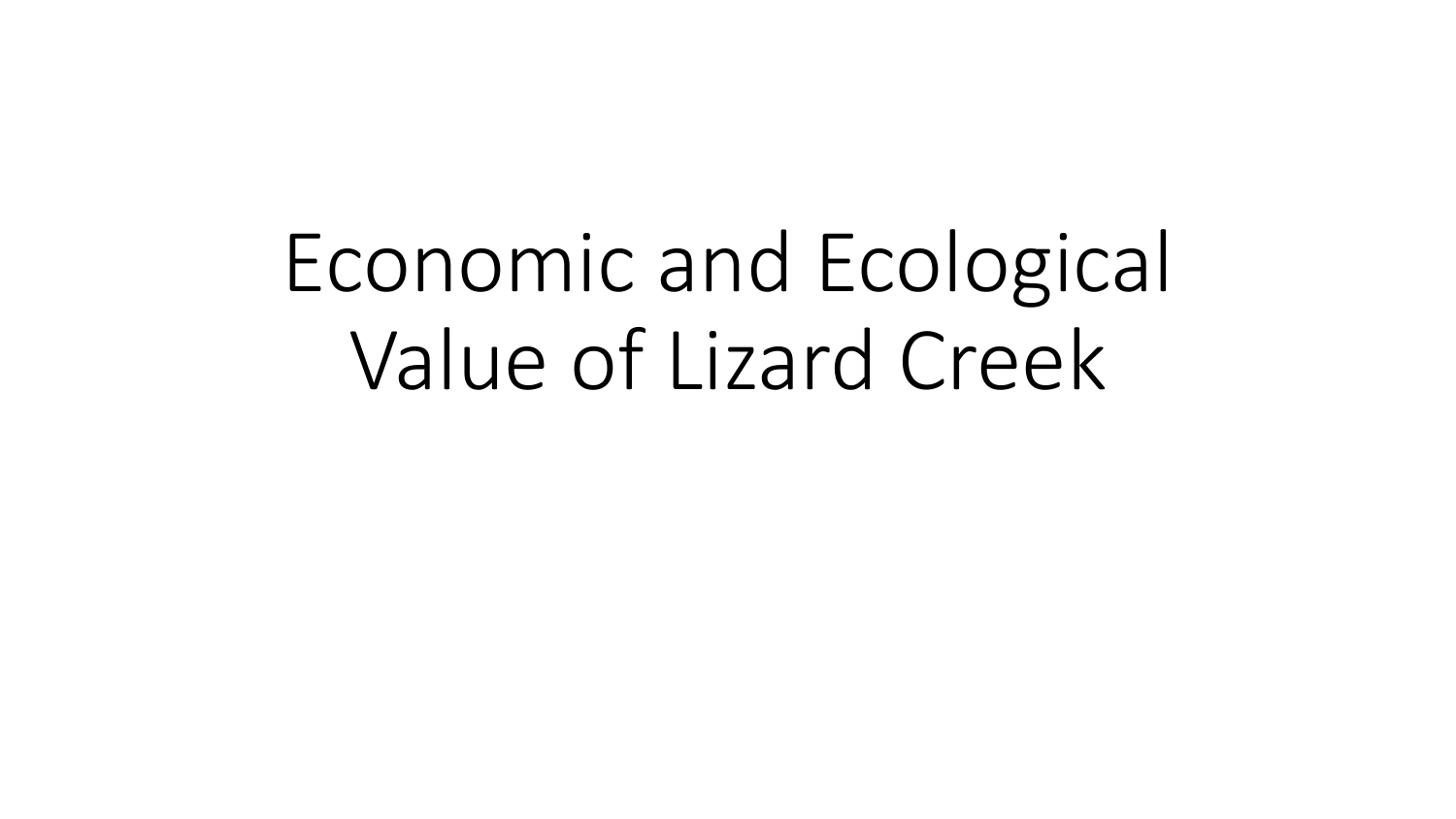# Economic and Ecological Value of Lizard Creek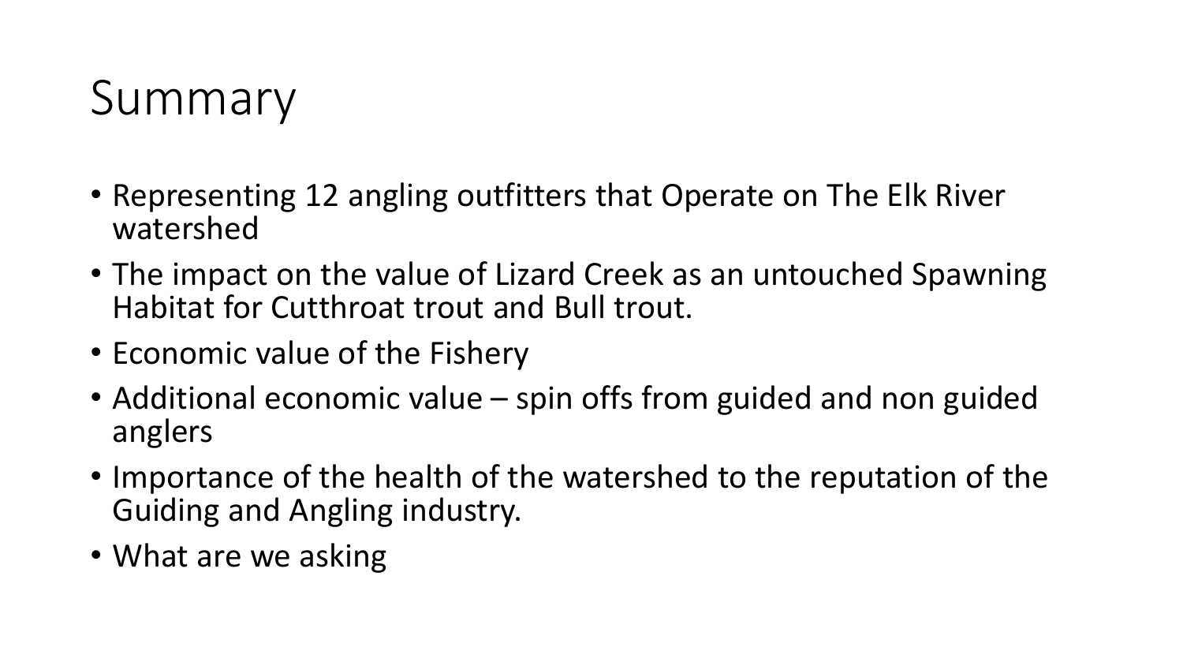# Summary

- Representing 12 angling outfitters that Operate on The Elk River watershed
- The impact on the value of Lizard Creek as an untouched Spawning Habitat for Cutthroat trout and Bull trout.
- Economic value of the Fishery
- Additional economic value – spin offs from guided and non guided anglers
- Importance of the health of the watershed to the reputation of the Guiding and Angling industry.
- What are we asking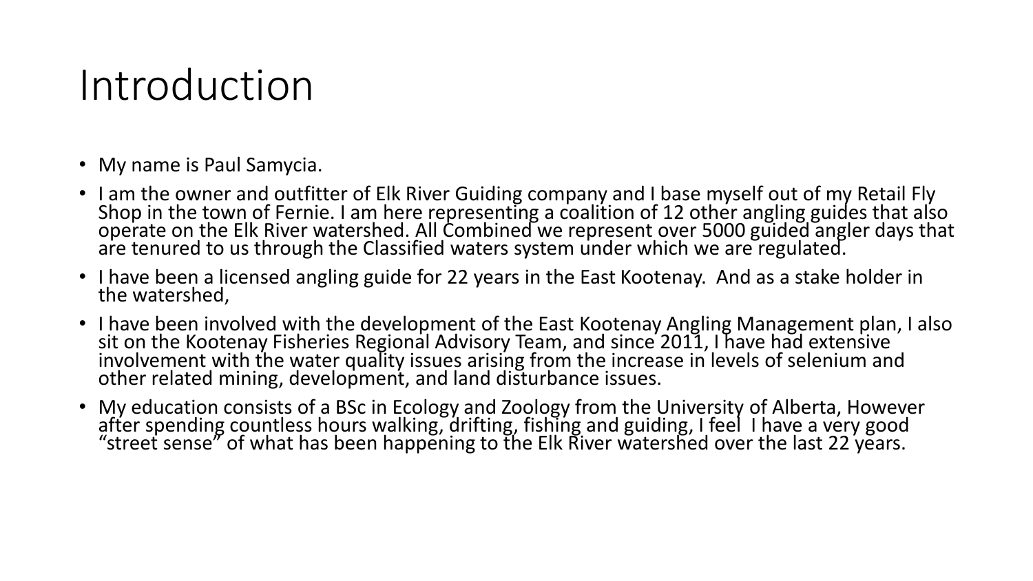# Introduction

- My name is Paul Samycia.
- I am the owner and outfitter of Elk River Guiding company and I base myself out of my Retail Fly Shop in the town of Fernie. I am here representing a coalition of 12 other angling guides that also operate on the Elk River watershed. All Combined we represent over 5000 guided angler days that are tenured to us through the Classified waters system under which we are regulated.
- I have been a licensed angling guide for 22 years in the East Kootenay. And as a stake holder in the watershed,
- I have been involved with the development of the East Kootenay Angling Management plan, I also sit on the Kootenay Fisheries Regional Advisory Team, and since 2011, I have had extensive involvement with the water quality issues arising from the increase in levels of selenium and other related mining, development, and land disturbance issues.
- My education consists of a BSc in Ecology and Zoology from the University of Alberta, However after spending countless hours walking, drifting, fishing and guiding, I feel I have a very good "street sense" of what has been happening to the Elk River watershed over the last 22 years.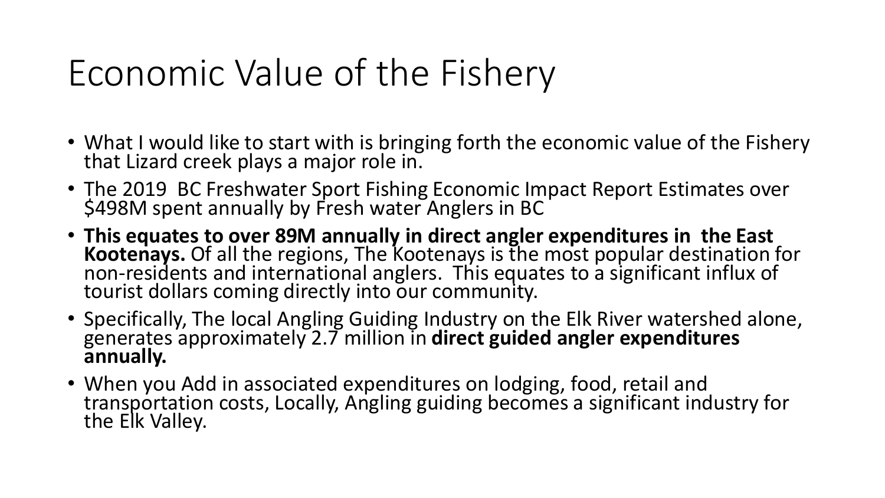# Economic Value of the Fishery

- What I would like to start with is bringing forth the economic value of the Fishery that Lizard creek plays a major role in.
- The 2019 BC Freshwater Sport Fishing Economic Impact Report Estimates over $498M spent annually by Fresh water Anglers in BC
- **This equates to over 89M annually in direct angler expenditures in the East Kootenays.** Of all the regions, The Kootenays is the most popular destination for non-residents and international anglers. This equates to a significant influx of tourist dollars coming directly into our community.
- Specifically, The local Angling Guiding Industry on the Elk River watershed alone, generates approximately 2.7 million in **direct guided angler expenditures annually.**
- When you Add in associated expenditures on lodging, food, retail and transportation costs, Locally, Angling guiding becomes a significant industry for the Elk Valley.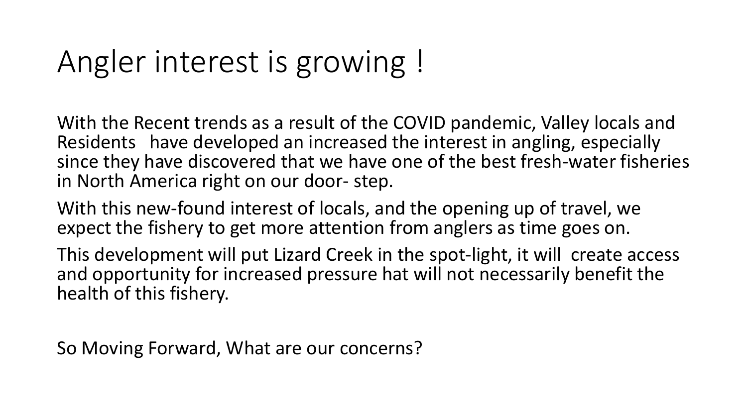# Angler interest is growing !

With the Recent trends as a result of the COVID pandemic, Valley locals and Residents   have developed an increased the interest in angling, especially since they have discovered that we have one of the best fresh-water fisheries in North America right on our door- step.

With this new-found interest of locals, and the opening up of travel, we expect the fishery to get more attention from anglers as time goes on.

This development will put Lizard Creek in the spot-light, it will  create access and opportunity for increased pressure hat will not necessarily benefit the health of this fishery.

So Moving Forward, What are our concerns?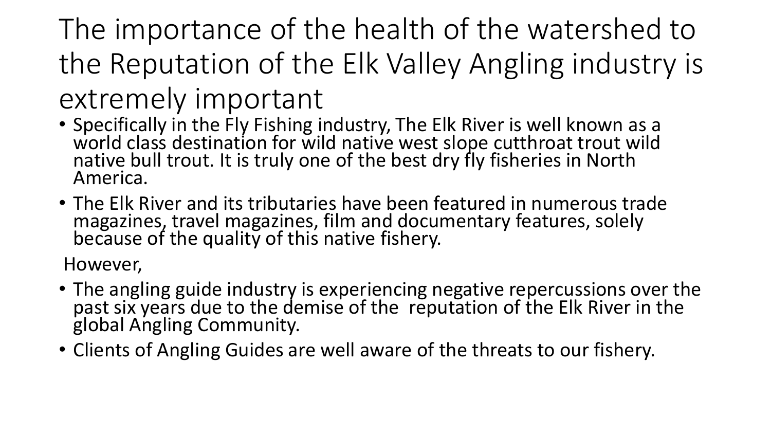# The importance of the health of the watershed to the Reputation of the Elk Valley Angling industry is extremely important

- Specifically in the Fly Fishing industry, The Elk River is well known as a world class destination for wild native west slope cutthroat trout wild native bull trout. It is truly one of the best dry fly fisheries in North America.
- The Elk River and its tributaries have been featured in numerous trade magazines, travel magazines, film and documentary features, solely because of the quality of this native fishery.

However,

- The angling guide industry is experiencing negative repercussions over the past six years due to the demise of the reputation of the Elk River in the global Angling Community.
- Clients of Angling Guides are well aware of the threats to our fishery.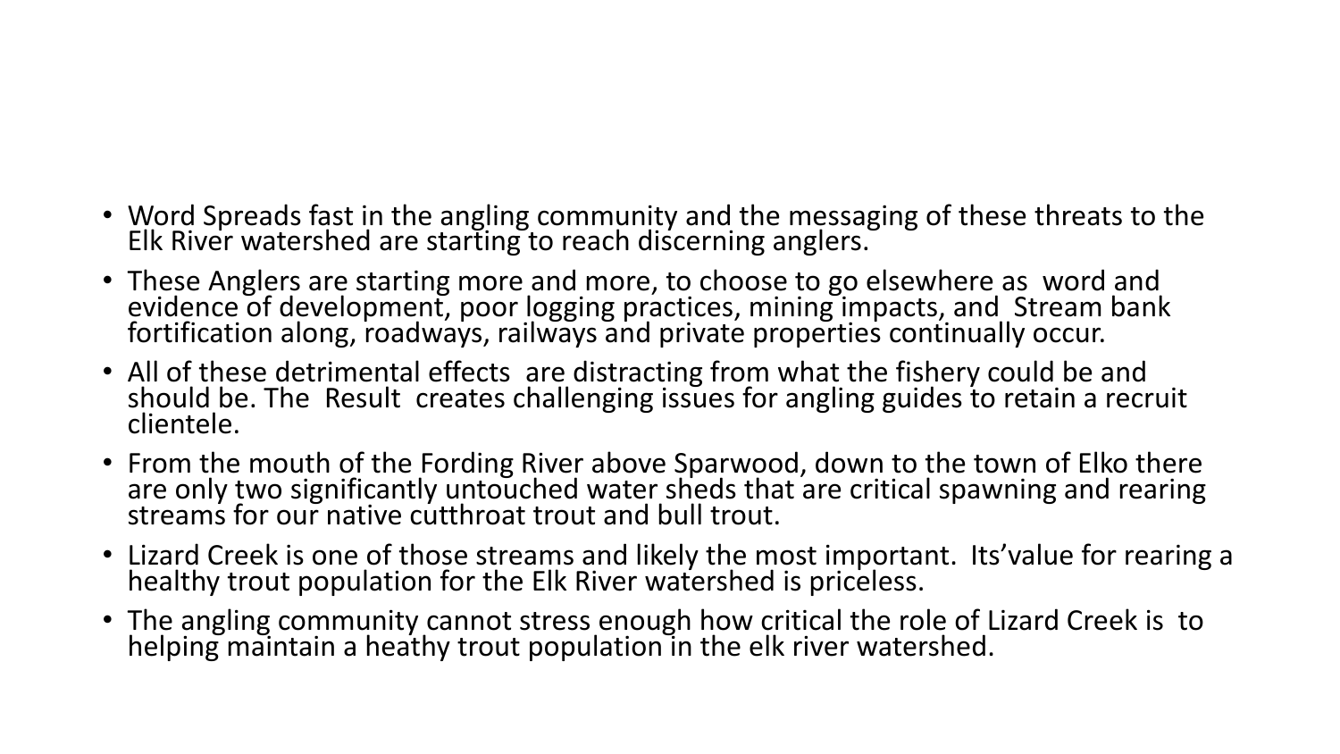- Word Spreads fast in the angling community and the messaging of these threats to the Elk River watershed are starting to reach discerning anglers.
- These Anglers are starting more and more, to choose to go elsewhere as word and evidence of development, poor logging practices, mining impacts, and Stream bank fortification along, roadways, railways and private properties continually occur.
- All of these detrimental effects are distracting from what the fishery could be and should be. The Result creates challenging issues for angling guides to retain a recruit clientele.
- From the mouth of the Fording River above Sparwood, down to the town of Elko there are only two significantly untouched water sheds that are critical spawning and rearing streams for our native cutthroat trout and bull trout.
- Lizard Creek is one of those streams and likely the most important. Its'value for rearing a healthy trout population for the Elk River watershed is priceless.
- The angling community cannot stress enough how critical the role of Lizard Creek is to helping maintain a heathy trout population in the elk river watershed.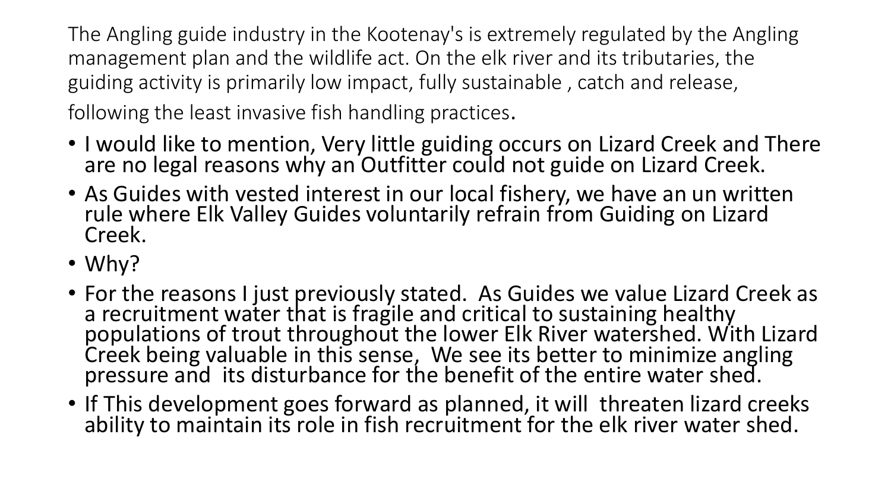The Angling guide industry in the Kootenay's is extremely regulated by the Angling management plan and the wildlife act. On the elk river and its tributaries, the guiding activity is primarily low impact, fully sustainable , catch and release, following the least invasive fish handling practices.

- I would like to mention, Very little guiding occurs on Lizard Creek and There are no legal reasons why an Outfitter could not guide on Lizard Creek.
- As Guides with vested interest in our local fishery, we have an un written rule where Elk Valley Guides voluntarily refrain from Guiding on Lizard Creek.
- Why?
- For the reasons I just previously stated. As Guides we value Lizard Creek as a recruitment water that is fragile and critical to sustaining healthy populations of trout throughout the lower Elk River watershed. With Lizard Creek being valuable in this sense, We see its better to minimize angling pressure and its disturbance for the benefit of the entire water shed.
- If This development goes forward as planned, it will threaten lizard creeks ability to maintain its role in fish recruitment for the elk river water shed.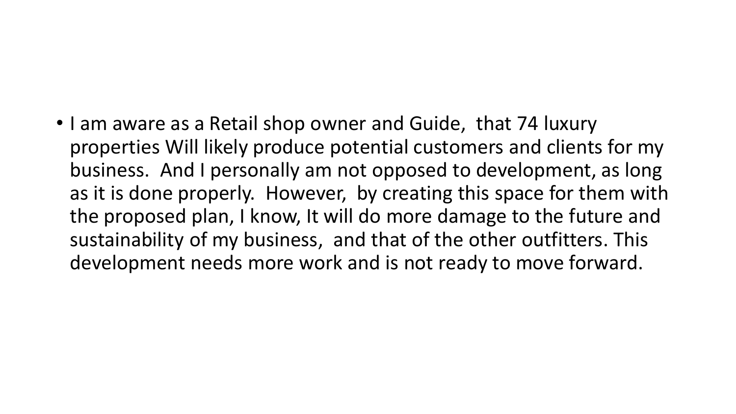- I am aware as a Retail shop owner and Guide, that 74 luxury properties Will likely produce potential customers and clients for my business. And I personally am not opposed to development, as long as it is done properly. However, by creating this space for them with the proposed plan, I know, It will do more damage to the future and sustainability of my business, and that of the other outfitters. This development needs more work and is not ready to move forward.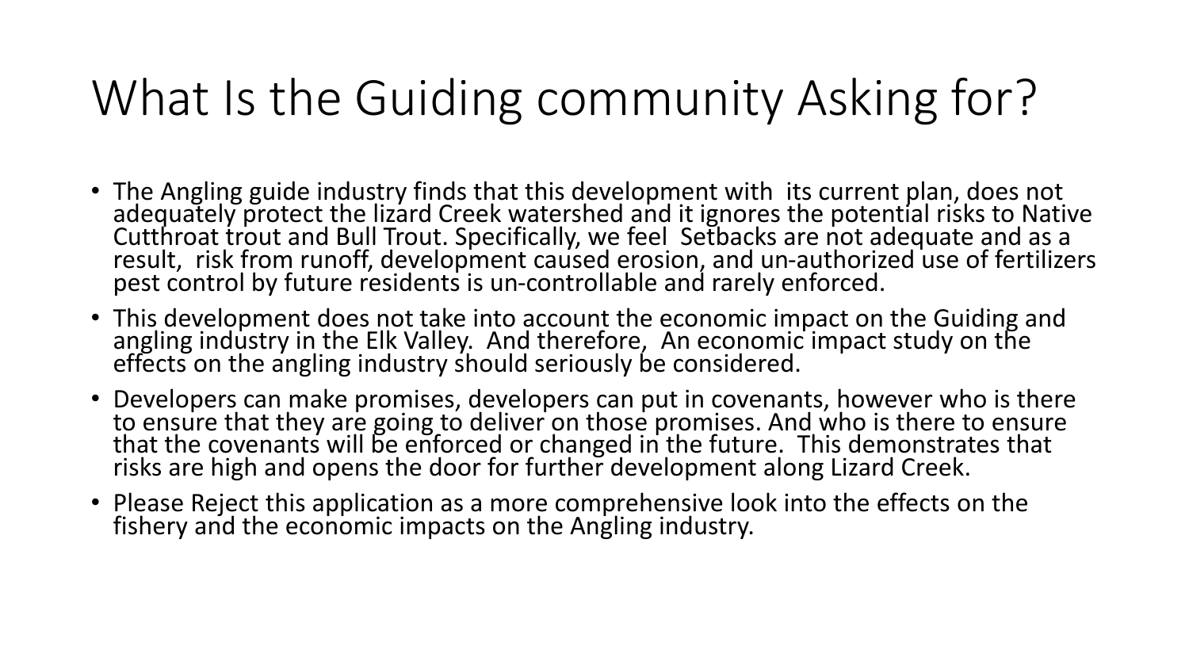# What Is the Guiding community Asking for?

- The Angling guide industry finds that this development with its current plan, does not adequately protect the lizard Creek watershed and it ignores the potential risks to Native Cutthroat trout and Bull Trout. Specifically, we feel Setbacks are not adequate and as a result, risk from runoff, development caused erosion, and un-authorized use of fertilizers pest control by future residents is un-controllable and rarely enforced.
- This development does not take into account the economic impact on the Guiding and angling industry in the Elk Valley. And therefore, An economic impact study on the effects on the angling industry should seriously be considered.
- Developers can make promises, developers can put in covenants, however who is there to ensure that they are going to deliver on those promises. And who is there to ensure that the covenants will be enforced or changed in the future. This demonstrates that risks are high and opens the door for further development along Lizard Creek.
- Please Reject this application as a more comprehensive look into the effects on the fishery and the economic impacts on the Angling industry.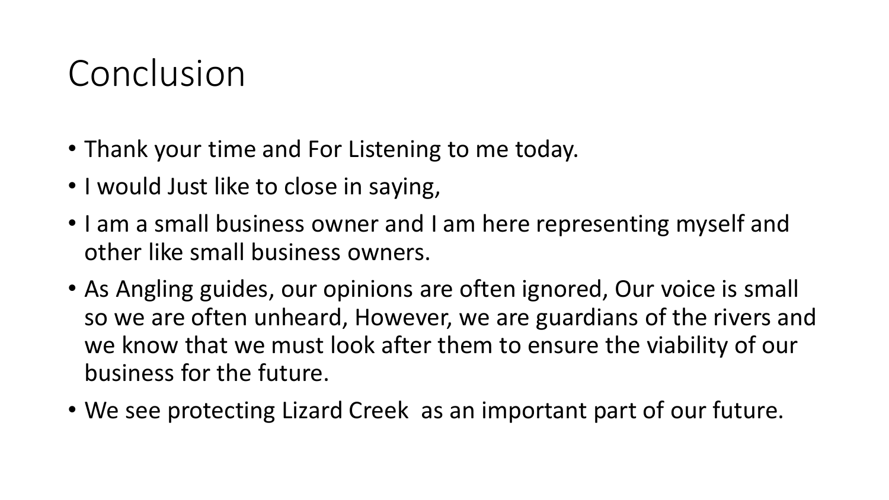# Conclusion

- Thank your time and For Listening to me today.
- I would Just like to close in saying,
- I am a small business owner and I am here representing myself and other like small business owners.
- As Angling guides, our opinions are often ignored, Our voice is small so we are often unheard, However, we are guardians of the rivers and we know that we must look after them to ensure the viability of our business for the future.
- We see protecting Lizard Creek  as an important part of our future.